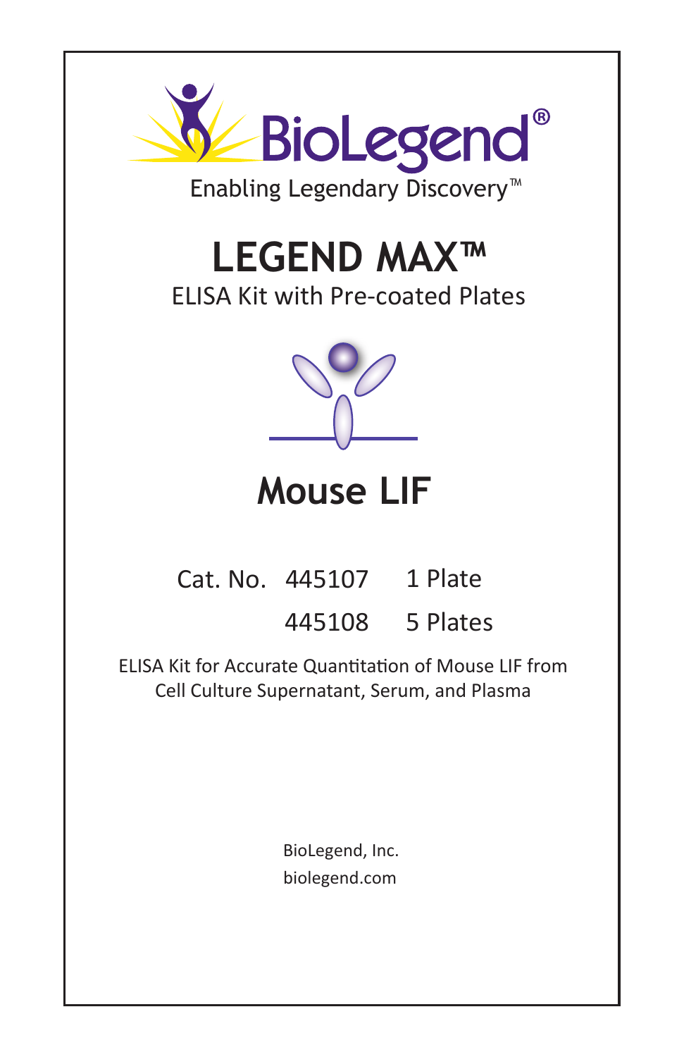BioLegend®

Enabling Legendary Discovery™

# LEGEND MAX™

ELISA Kit with Pre-coated Plates

# Mouse LIF

| Cat. No. | 445107 | 1 Plate |
| --- | --- | --- |
| | 445108 | 5 Plates |

ELISA Kit for Accurate Quantitation of Mouse LIF from Cell Culture Supernatant, Serum, and Plasma

BioLegend, Inc.
biolegend.com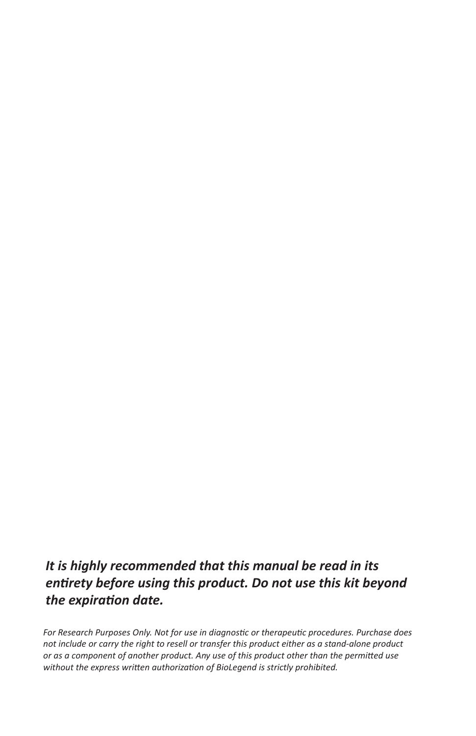***It is highly recommended that this manual be read in its entirety before using this product. Do not use this kit beyond the expiration date.***

*For Research Purposes Only. Not for use in diagnostic or therapeutic procedures. Purchase does not include or carry the right to resell or transfer this product either as a stand-alone product or as a component of another product. Any use of this product other than the permitted use without the express written authorization of BioLegend is strictly prohibited.*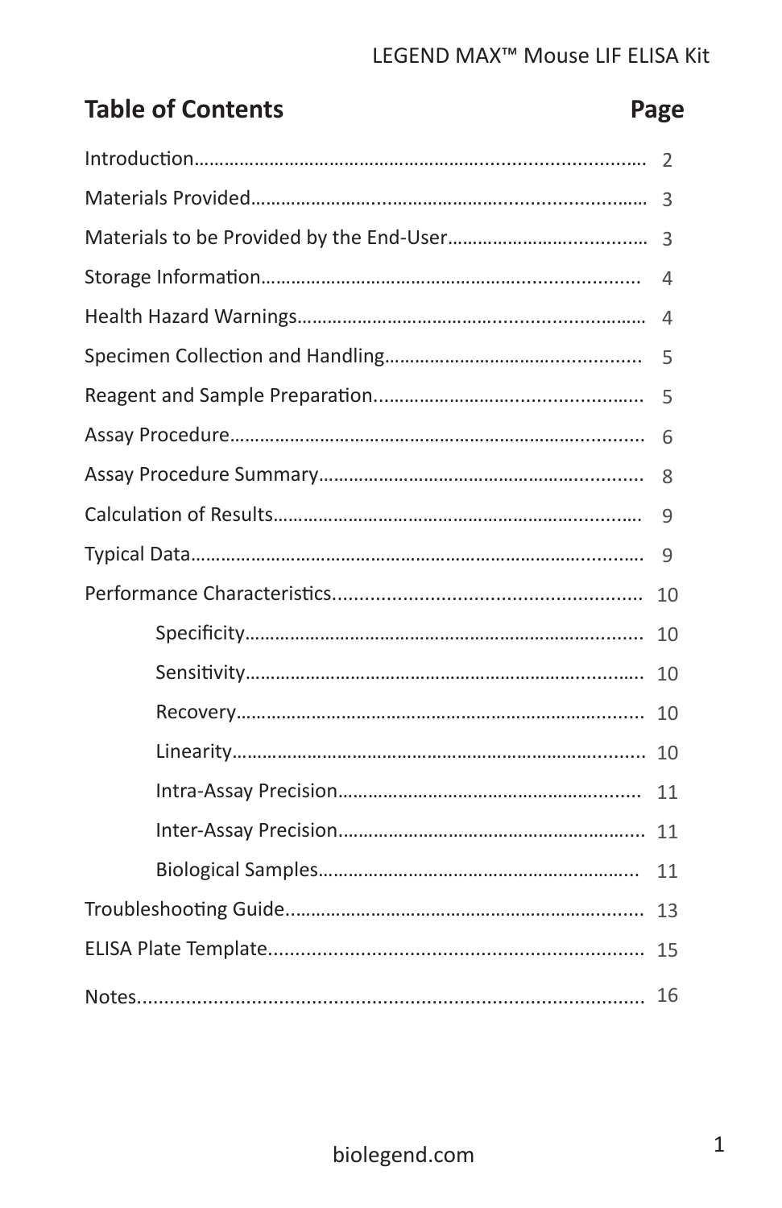## Table of Contents

| Section | Page |
|---|---|
| Introduction | 2 |
| Materials Provided | 3 |
| Materials to be Provided by the End-User | 3 |
| Storage Information | 4 |
| Health Hazard Warnings | 4 |
| Specimen Collection and Handling | 5 |
| Reagent and Sample Preparation | 5 |
| Assay Procedure | 6 |
| Assay Procedure Summary | 8 |
| Calculation of Results | 9 |
| Typical Data | 9 |
| Performance Characteristics | 10 |
| Specificity | 10 |
| Sensitivity | 10 |
| Recovery | 10 |
| Linearity | 10 |
| Intra-Assay Precision | 11 |
| Inter-Assay Precision | 11 |
| Biological Samples | 11 |
| Troubleshooting Guide | 13 |
| ELISA Plate Template | 15 |
| Notes | 16 |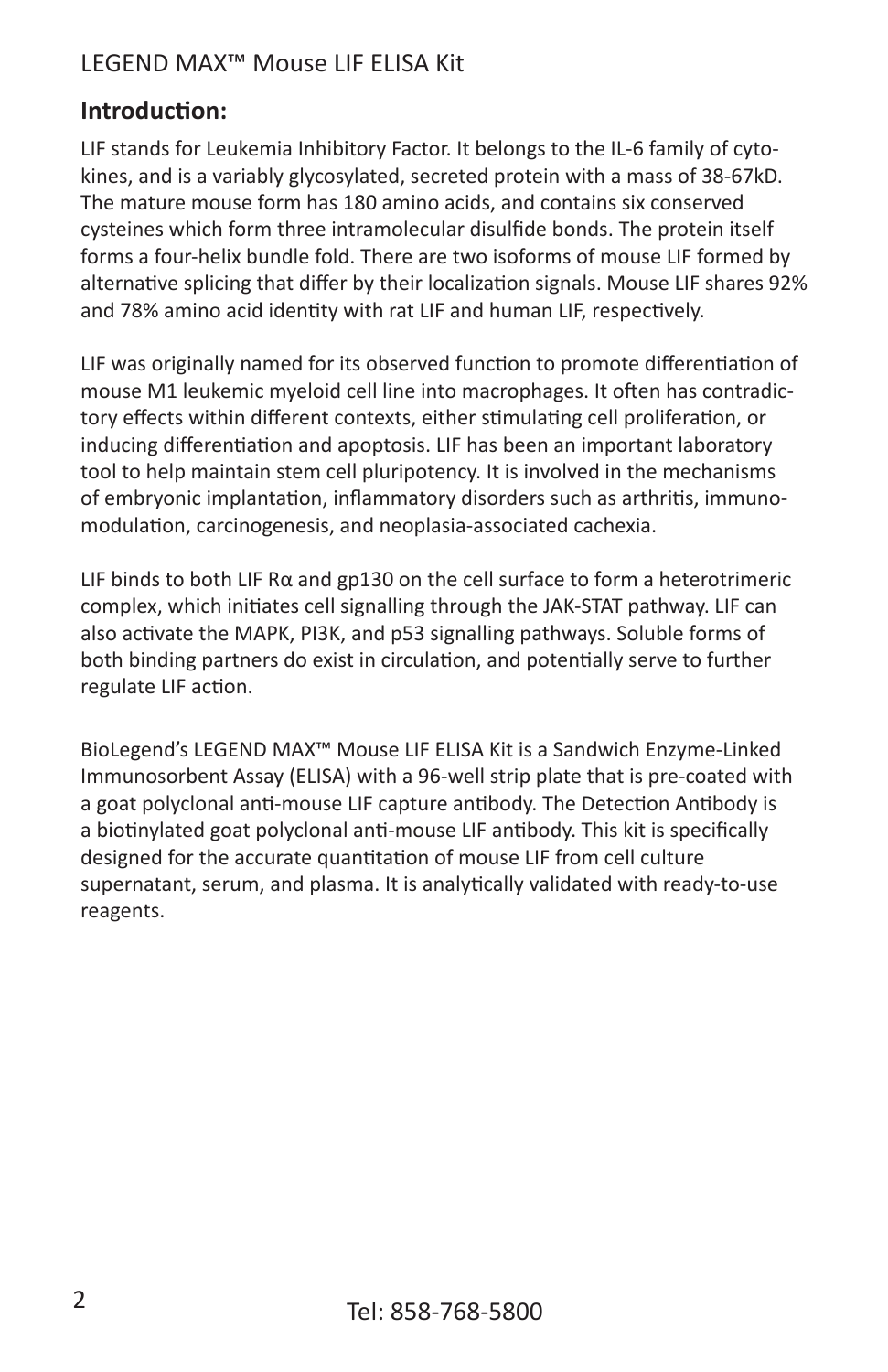## Introduction:

LIF stands for Leukemia Inhibitory Factor. It belongs to the IL-6 family of cytokines, and is a variably glycosylated, secreted protein with a mass of 38-67kD. The mature mouse form has 180 amino acids, and contains six conserved cysteines which form three intramolecular disulfide bonds. The protein itself forms a four-helix bundle fold. There are two isoforms of mouse LIF formed by alternative splicing that differ by their localization signals. Mouse LIF shares 92% and 78% amino acid identity with rat LIF and human LIF, respectively.

LIF was originally named for its observed function to promote differentiation of mouse M1 leukemic myeloid cell line into macrophages. It often has contradictory effects within different contexts, either stimulating cell proliferation, or inducing differentiation and apoptosis. LIF has been an important laboratory tool to help maintain stem cell pluripotency. It is involved in the mechanisms of embryonic implantation, inflammatory disorders such as arthritis, immunomodulation, carcinogenesis, and neoplasia-associated cachexia.

LIF binds to both LIF Rα and gp130 on the cell surface to form a heterotrimeric complex, which initiates cell signalling through the JAK-STAT pathway. LIF can also activate the MAPK, PI3K, and p53 signalling pathways. Soluble forms of both binding partners do exist in circulation, and potentially serve to further regulate LIF action.

BioLegend's LEGEND MAX™ Mouse LIF ELISA Kit is a Sandwich Enzyme-Linked Immunosorbent Assay (ELISA) with a 96-well strip plate that is pre-coated with a goat polyclonal anti-mouse LIF capture antibody. The Detection Antibody is a biotinylated goat polyclonal anti-mouse LIF antibody. This kit is specifically designed for the accurate quantitation of mouse LIF from cell culture supernatant, serum, and plasma. It is analytically validated with ready-to-use reagents.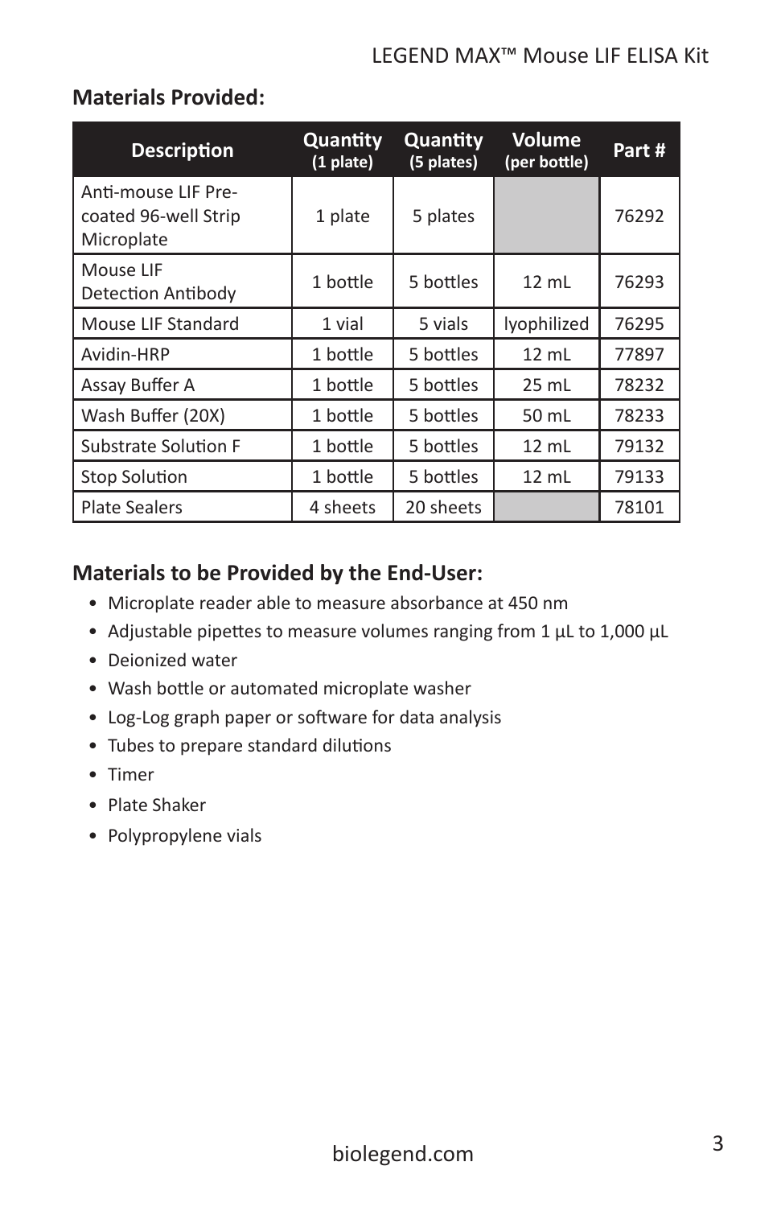## Materials Provided:

| Description | Quantity (1 plate) | Quantity (5 plates) | Volume (per bottle) | Part # |
|---|---|---|---|---|
| Anti-mouse LIF Pre-coated 96-well Strip Microplate | 1 plate | 5 plates | | 76292 |
| Mouse LIF Detection Antibody | 1 bottle | 5 bottles | 12 mL | 76293 |
| Mouse LIF Standard | 1 vial | 5 vials | lyophilized | 76295 |
| Avidin-HRP | 1 bottle | 5 bottles | 12 mL | 77897 |
| Assay Buffer A | 1 bottle | 5 bottles | 25 mL | 78232 |
| Wash Buffer (20X) | 1 bottle | 5 bottles | 50 mL | 78233 |
| Substrate Solution F | 1 bottle | 5 bottles | 12 mL | 79132 |
| Stop Solution | 1 bottle | 5 bottles | 12 mL | 79133 |
| Plate Sealers | 4 sheets | 20 sheets | | 78101 |

## Materials to be Provided by the End-User:

- Microplate reader able to measure absorbance at 450 nm
- Adjustable pipettes to measure volumes ranging from 1 µL to 1,000 µL
- Deionized water
- Wash bottle or automated microplate washer
- Log-Log graph paper or software for data analysis
- Tubes to prepare standard dilutions
- Timer
- Plate Shaker
- Polypropylene vials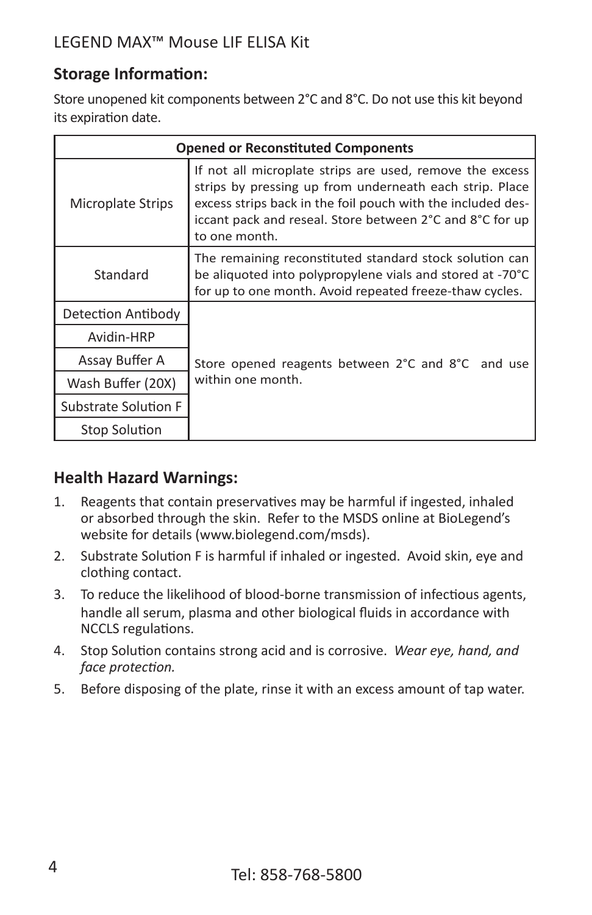## Storage Information:

Store unopened kit components between 2°C and 8°C. Do not use this kit beyond its expiration date.

| Opened or Reconstituted Components | |
|---|---|
| Microplate Strips | If not all microplate strips are used, remove the excess strips by pressing up from underneath each strip. Place excess strips back in the foil pouch with the included desiccant pack and reseal. Store between 2°C and 8°C for up to one month. |
| Standard | The remaining reconstituted standard stock solution can be aliquoted into polypropylene vials and stored at -70°C for up to one month. Avoid repeated freeze-thaw cycles. |
| Detection Antibody | Store opened reagents between 2°C and 8°C and use within one month. |
| Avidin-HRP | |
| Assay Buffer A | |
| Wash Buffer (20X) | |
| Substrate Solution F | |
| Stop Solution | |

## Health Hazard Warnings:

1. Reagents that contain preservatives may be harmful if ingested, inhaled or absorbed through the skin. Refer to the MSDS online at BioLegend's website for details (www.biolegend.com/msds).
2. Substrate Solution F is harmful if inhaled or ingested. Avoid skin, eye and clothing contact.
3. To reduce the likelihood of blood-borne transmission of infectious agents, handle all serum, plasma and other biological fluids in accordance with NCCLS regulations.
4. Stop Solution contains strong acid and is corrosive. *Wear eye, hand, and face protection.*
5. Before disposing of the plate, rinse it with an excess amount of tap water.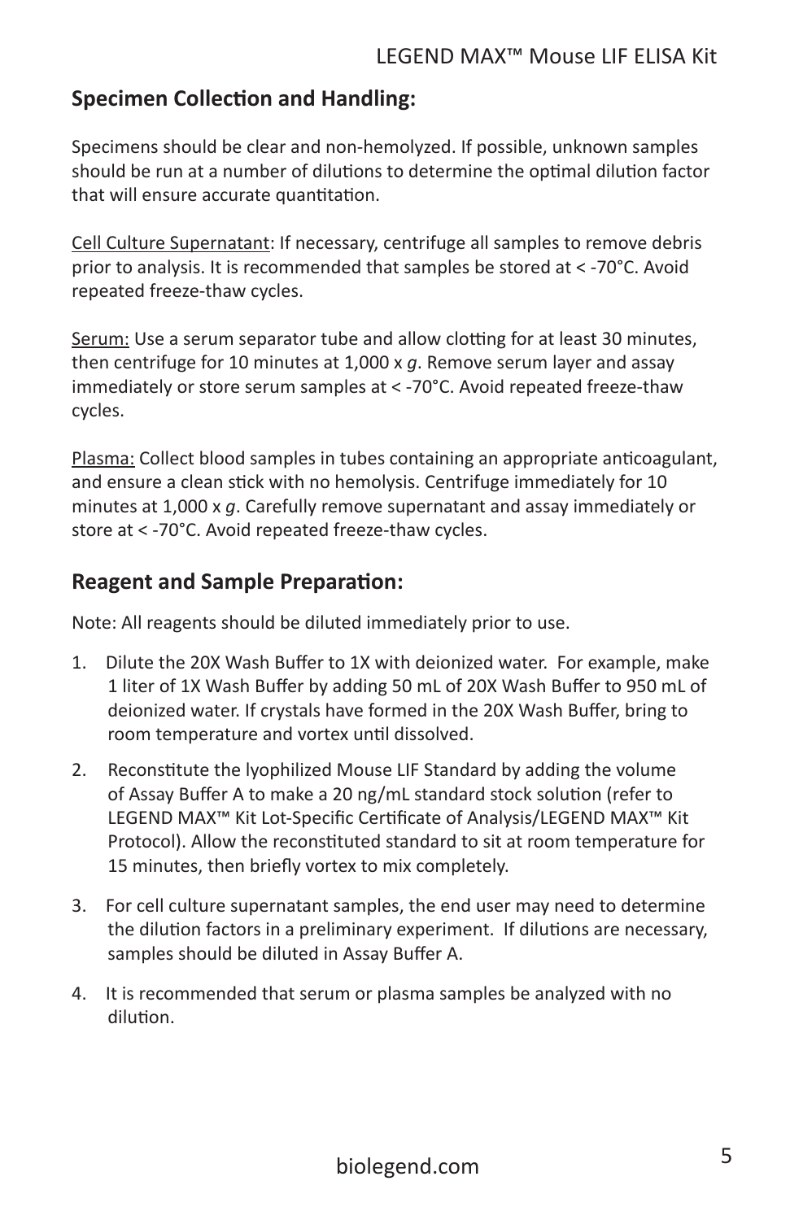## Specimen Collection and Handling:

Specimens should be clear and non-hemolyzed. If possible, unknown samples should be run at a number of dilutions to determine the optimal dilution factor that will ensure accurate quantitation.

Cell Culture Supernatant: If necessary, centrifuge all samples to remove debris prior to analysis. It is recommended that samples be stored at < -70°C. Avoid repeated freeze-thaw cycles.

Serum: Use a serum separator tube and allow clotting for at least 30 minutes, then centrifuge for 10 minutes at 1,000 x *g*. Remove serum layer and assay immediately or store serum samples at < -70°C. Avoid repeated freeze-thaw cycles.

Plasma: Collect blood samples in tubes containing an appropriate anticoagulant, and ensure a clean stick with no hemolysis. Centrifuge immediately for 10 minutes at 1,000 x *g*. Carefully remove supernatant and assay immediately or store at < -70°C. Avoid repeated freeze-thaw cycles.

## Reagent and Sample Preparation:

Note: All reagents should be diluted immediately prior to use.

1. Dilute the 20X Wash Buffer to 1X with deionized water. For example, make 1 liter of 1X Wash Buffer by adding 50 mL of 20X Wash Buffer to 950 mL of deionized water. If crystals have formed in the 20X Wash Buffer, bring to room temperature and vortex until dissolved.
2. Reconstitute the lyophilized Mouse LIF Standard by adding the volume of Assay Buffer A to make a 20 ng/mL standard stock solution (refer to LEGEND MAX™ Kit Lot-Specific Certificate of Analysis/LEGEND MAX™ Kit Protocol). Allow the reconstituted standard to sit at room temperature for 15 minutes, then briefly vortex to mix completely.
3. For cell culture supernatant samples, the end user may need to determine the dilution factors in a preliminary experiment. If dilutions are necessary, samples should be diluted in Assay Buffer A.
4. It is recommended that serum or plasma samples be analyzed with no dilution.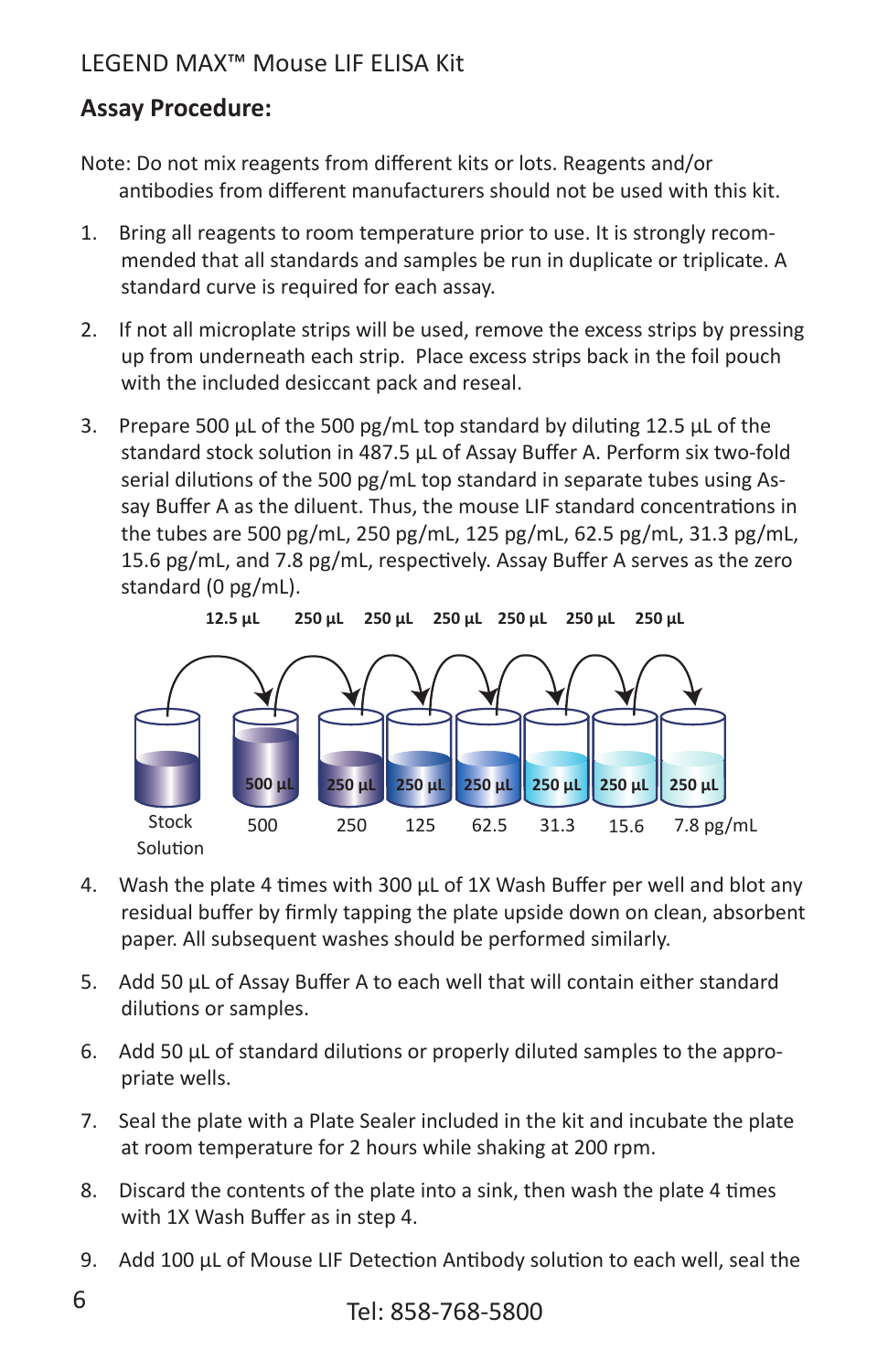LEGEND MAX™ Mouse LIF ELISA Kit

## Assay Procedure:

Note: Do not mix reagents from different kits or lots. Reagents and/or antibodies from different manufacturers should not be used with this kit.

1. Bring all reagents to room temperature prior to use. It is strongly recommended that all standards and samples be run in duplicate or triplicate. A standard curve is required for each assay.

2. If not all microplate strips will be used, remove the excess strips by pressing up from underneath each strip. Place excess strips back in the foil pouch with the included desiccant pack and reseal.

3. Prepare 500 µL of the 500 pg/mL top standard by diluting 12.5 µL of the standard stock solution in 487.5 µL of Assay Buffer A. Perform six two-fold serial dilutions of the 500 pg/mL top standard in separate tubes using Assay Buffer A as the diluent. Thus, the mouse LIF standard concentrations in the tubes are 500 pg/mL, 250 pg/mL, 125 pg/mL, 62.5 pg/mL, 31.3 pg/mL, 15.6 pg/mL, and 7.8 pg/mL, respectively. Assay Buffer A serves as the zero standard (0 pg/mL).

12.5 µL 250 µL 250 µL 250 µL 250 µL 250 µL 250 µL

Stock Solution | 500 µL: 500 | 250 µL: 250 | 250 µL: 125 | 250 µL: 62.5 | 250 µL: 31.3 | 250 µL: 15.6 | 250 µL: 7.8 pg/mL

4. Wash the plate 4 times with 300 µL of 1X Wash Buffer per well and blot any residual buffer by firmly tapping the plate upside down on clean, absorbent paper. All subsequent washes should be performed similarly.

5. Add 50 µL of Assay Buffer A to each well that will contain either standard dilutions or samples.

6. Add 50 µL of standard dilutions or properly diluted samples to the appropriate wells.

7. Seal the plate with a Plate Sealer included in the kit and incubate the plate at room temperature for 2 hours while shaking at 200 rpm.

8. Discard the contents of the plate into a sink, then wash the plate 4 times with 1X Wash Buffer as in step 4.

9. Add 100 µL of Mouse LIF Detection Antibody solution to each well, seal the

Tel: 858-768-5800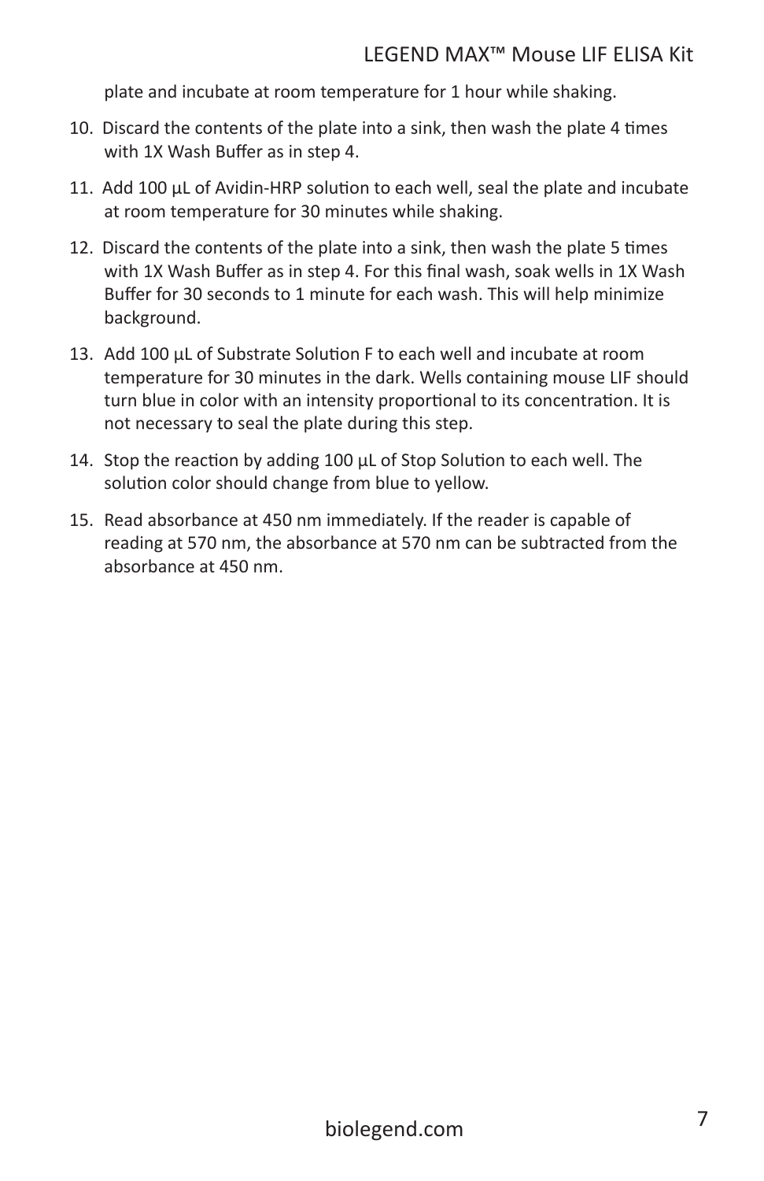plate and incubate at room temperature for 1 hour while shaking.

10. Discard the contents of the plate into a sink, then wash the plate 4 times with 1X Wash Buffer as in step 4.

11. Add 100 µL of Avidin-HRP solution to each well, seal the plate and incubate at room temperature for 30 minutes while shaking.

12. Discard the contents of the plate into a sink, then wash the plate 5 times with 1X Wash Buffer as in step 4. For this final wash, soak wells in 1X Wash Buffer for 30 seconds to 1 minute for each wash. This will help minimize background.

13. Add 100 µL of Substrate Solution F to each well and incubate at room temperature for 30 minutes in the dark. Wells containing mouse LIF should turn blue in color with an intensity proportional to its concentration. It is not necessary to seal the plate during this step.

14. Stop the reaction by adding 100 µL of Stop Solution to each well. The solution color should change from blue to yellow.

15. Read absorbance at 450 nm immediately. If the reader is capable of reading at 570 nm, the absorbance at 570 nm can be subtracted from the absorbance at 450 nm.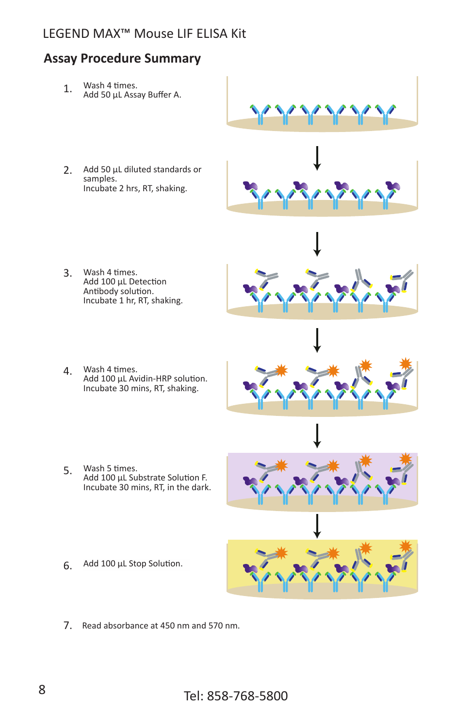## Assay Procedure Summary

1. Wash 4 times.
   Add 50 µL Assay Buffer A.

2. Add 50 µL diluted standards or samples.
   Incubate 2 hrs, RT, shaking.

3. Wash 4 times.
   Add 100 µL Detection Antibody solution.
   Incubate 1 hr, RT, shaking.

4. Wash 4 times.
   Add 100 µL Avidin-HRP solution.
   Incubate 30 mins, RT, shaking.

5. Wash 5 times.
   Add 100 µL Substrate Solution F.
   Incubate 30 mins, RT, in the dark.

6. Add 100 µL Stop Solution.

7. Read absorbance at 450 nm and 570 nm.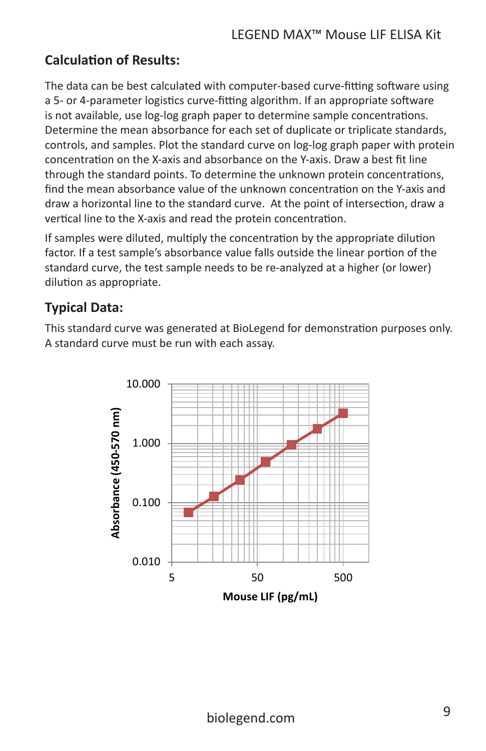## Calculation of Results:

The data can be best calculated with computer-based curve-fitting software using a 5- or 4-parameter logistics curve-fitting algorithm. If an appropriate software is not available, use log-log graph paper to determine sample concentrations. Determine the mean absorbance for each set of duplicate or triplicate standards, controls, and samples. Plot the standard curve on log-log graph paper with protein concentration on the X-axis and absorbance on the Y-axis. Draw a best fit line through the standard points. To determine the unknown protein concentrations, find the mean absorbance value of the unknown concentration on the Y-axis and draw a horizontal line to the standard curve. At the point of intersection, draw a vertical line to the X-axis and read the protein concentration.

If samples were diluted, multiply the concentration by the appropriate dilution factor. If a test sample's absorbance value falls outside the linear portion of the standard curve, the test sample needs to be re-analyzed at a higher (or lower) dilution as appropriate.

## Typical Data:

This standard curve was generated at BioLegend for demonstration purposes only. A standard curve must be run with each assay.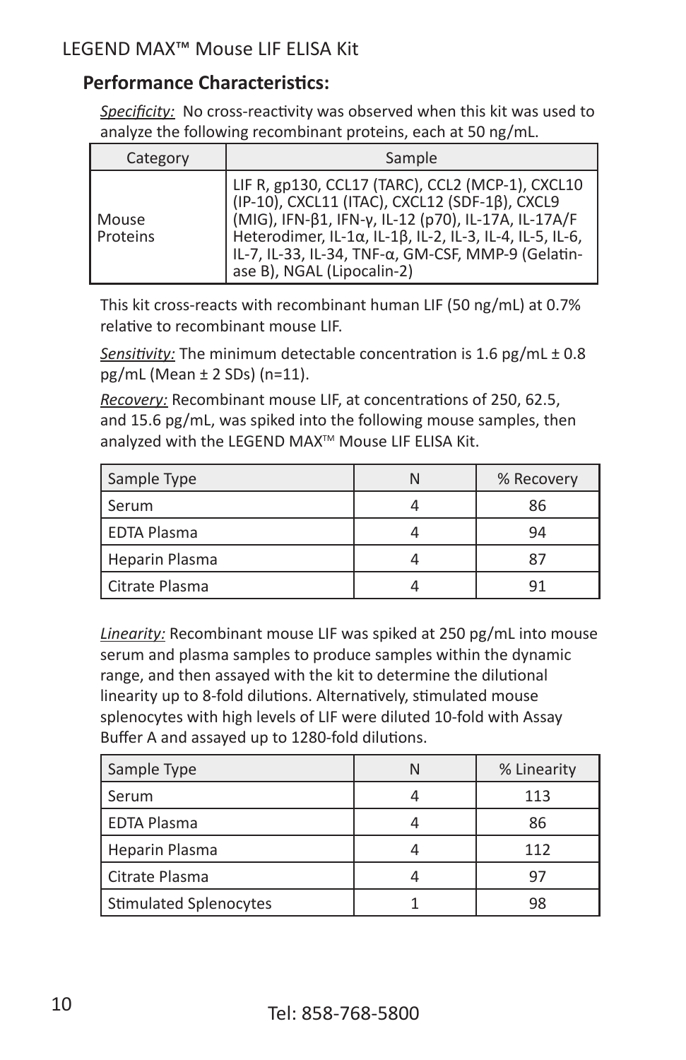## Performance Characteristics:

*Specificity:* No cross-reactivity was observed when this kit was used to analyze the following recombinant proteins, each at 50 ng/mL.

| Category | Sample |
|---|---|
| Mouse Proteins | LIF R, gp130, CCL17 (TARC), CCL2 (MCP-1), CXCL10 (IP-10), CXCL11 (ITAC), CXCL12 (SDF-1β), CXCL9 (MIG), IFN-β1, IFN-γ, IL-12 (p70), IL-17A, IL-17A/F Heterodimer, IL-1α, IL-1β, IL-2, IL-3, IL-4, IL-5, IL-6, IL-7, IL-33, IL-34, TNF-α, GM-CSF, MMP-9 (Gelatinase B), NGAL (Lipocalin-2) |

This kit cross-reacts with recombinant human LIF (50 ng/mL) at 0.7% relative to recombinant mouse LIF.

*Sensitivity:* The minimum detectable concentration is 1.6 pg/mL ± 0.8 pg/mL (Mean ± 2 SDs) (n=11).

*Recovery:* Recombinant mouse LIF, at concentrations of 250, 62.5, and 15.6 pg/mL, was spiked into the following mouse samples, then analyzed with the LEGEND MAX™ Mouse LIF ELISA Kit.

| Sample Type | N | % Recovery |
|---|---|---|
| Serum | 4 | 86 |
| EDTA Plasma | 4 | 94 |
| Heparin Plasma | 4 | 87 |
| Citrate Plasma | 4 | 91 |

*Linearity:* Recombinant mouse LIF was spiked at 250 pg/mL into mouse serum and plasma samples to produce samples within the dynamic range, and then assayed with the kit to determine the dilutional linearity up to 8-fold dilutions. Alternatively, stimulated mouse splenocytes with high levels of LIF were diluted 10-fold with Assay Buffer A and assayed up to 1280-fold dilutions.

| Sample Type | N | % Linearity |
|---|---|---|
| Serum | 4 | 113 |
| EDTA Plasma | 4 | 86 |
| Heparin Plasma | 4 | 112 |
| Citrate Plasma | 4 | 97 |
| Stimulated Splenocytes | 1 | 98 |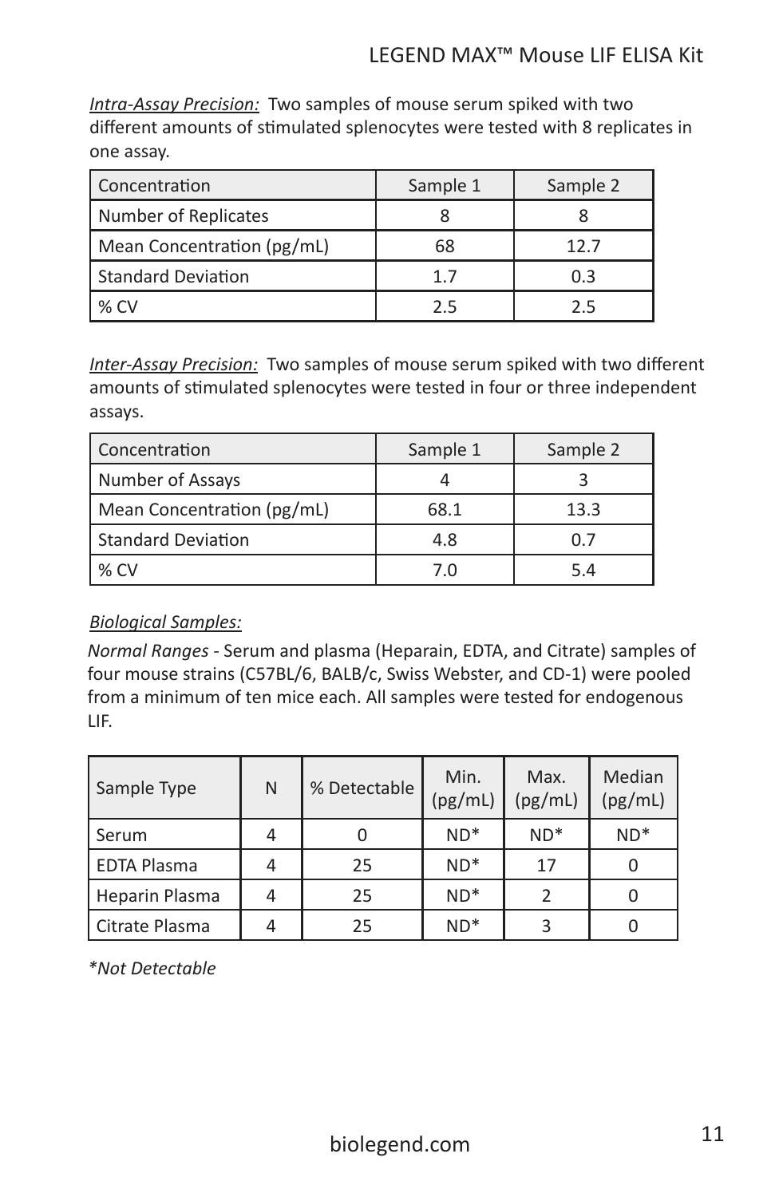*Intra-Assay Precision:* Two samples of mouse serum spiked with two different amounts of stimulated splenocytes were tested with 8 replicates in one assay.

| Concentration | Sample 1 | Sample 2 |
|---|---|---|
| Number of Replicates | 8 | 8 |
| Mean Concentration (pg/mL) | 68 | 12.7 |
| Standard Deviation | 1.7 | 0.3 |
| % CV | 2.5 | 2.5 |

*Inter-Assay Precision:* Two samples of mouse serum spiked with two different amounts of stimulated splenocytes were tested in four or three independent assays.

| Concentration | Sample 1 | Sample 2 |
|---|---|---|
| Number of Assays | 4 | 3 |
| Mean Concentration (pg/mL) | 68.1 | 13.3 |
| Standard Deviation | 4.8 | 0.7 |
| % CV | 7.0 | 5.4 |

*Biological Samples:*

*Normal Ranges* - Serum and plasma (Heparain, EDTA, and Citrate) samples of four mouse strains (C57BL/6, BALB/c, Swiss Webster, and CD-1) were pooled from a minimum of ten mice each. All samples were tested for endogenous LIF.

| Sample Type | N | % Detectable | Min. (pg/mL) | Max. (pg/mL) | Median (pg/mL) |
|---|---|---|---|---|---|
| Serum | 4 | 0 | ND* | ND* | ND* |
| EDTA Plasma | 4 | 25 | ND* | 17 | 0 |
| Heparin Plasma | 4 | 25 | ND* | 2 | 0 |
| Citrate Plasma | 4 | 25 | ND* | 3 | 0 |

*\*Not Detectable*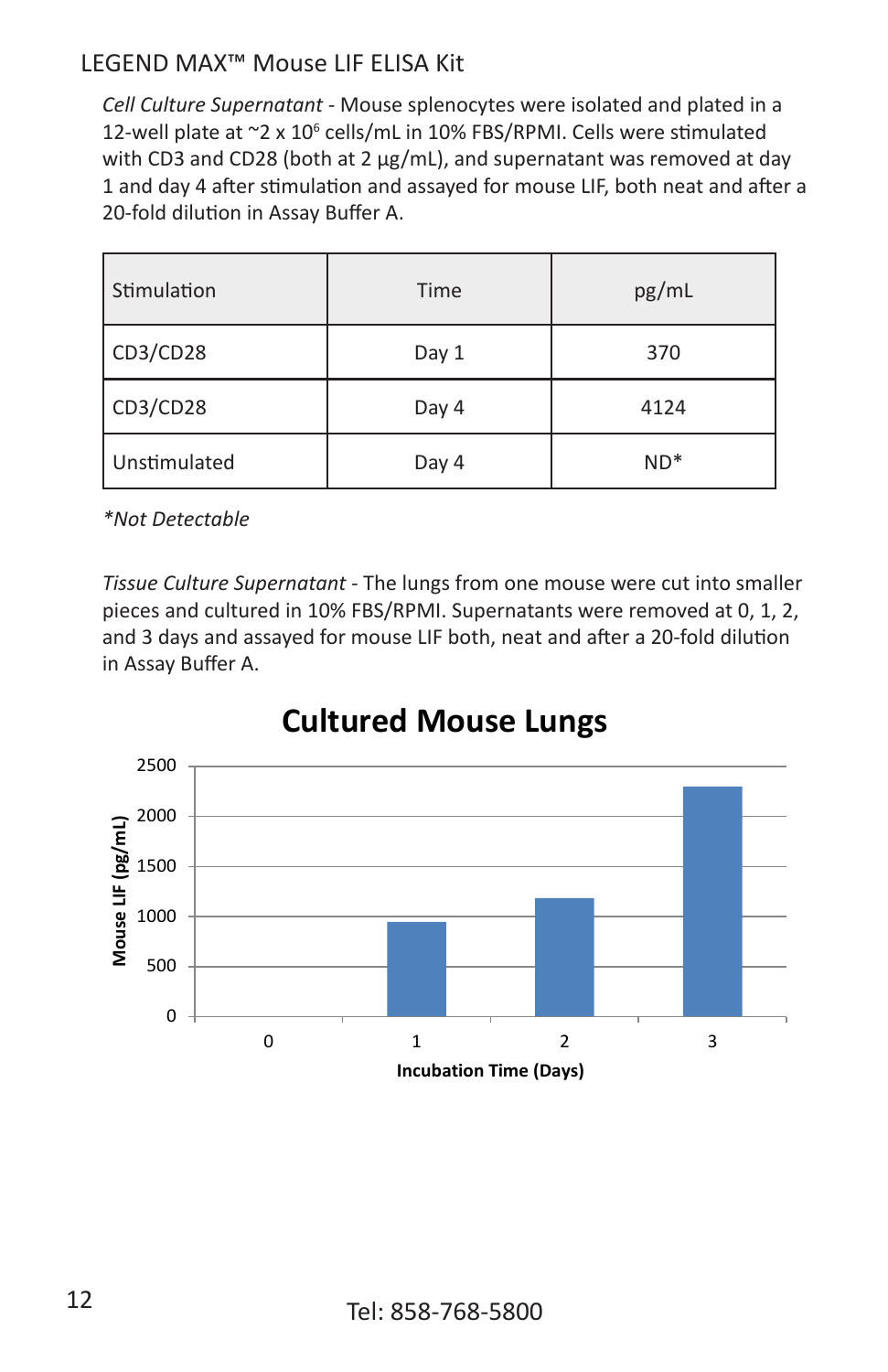*Cell Culture Supernatant* - Mouse splenocytes were isolated and plated in a 12-well plate at ~2 x $10^6$ cells/mL in 10% FBS/RPMI. Cells were stimulated with CD3 and CD28 (both at 2 µg/mL), and supernatant was removed at day 1 and day 4 after stimulation and assayed for mouse LIF, both neat and after a 20-fold dilution in Assay Buffer A.

| Stimulation | Time | pg/mL |
|---|---|---|
| CD3/CD28 | Day 1 | 370 |
| CD3/CD28 | Day 4 | 4124 |
| Unstimulated | Day 4 | ND* |

**Not Detectable*

*Tissue Culture Supernatant* - The lungs from one mouse were cut into smaller pieces and cultured in 10% FBS/RPMI. Supernatants were removed at 0, 1, 2, and 3 days and assayed for mouse LIF both, neat and after a 20-fold dilution in Assay Buffer A.

**Cultured Mouse Lungs**

Mouse LIF (pg/mL)

Incubation Time (Days)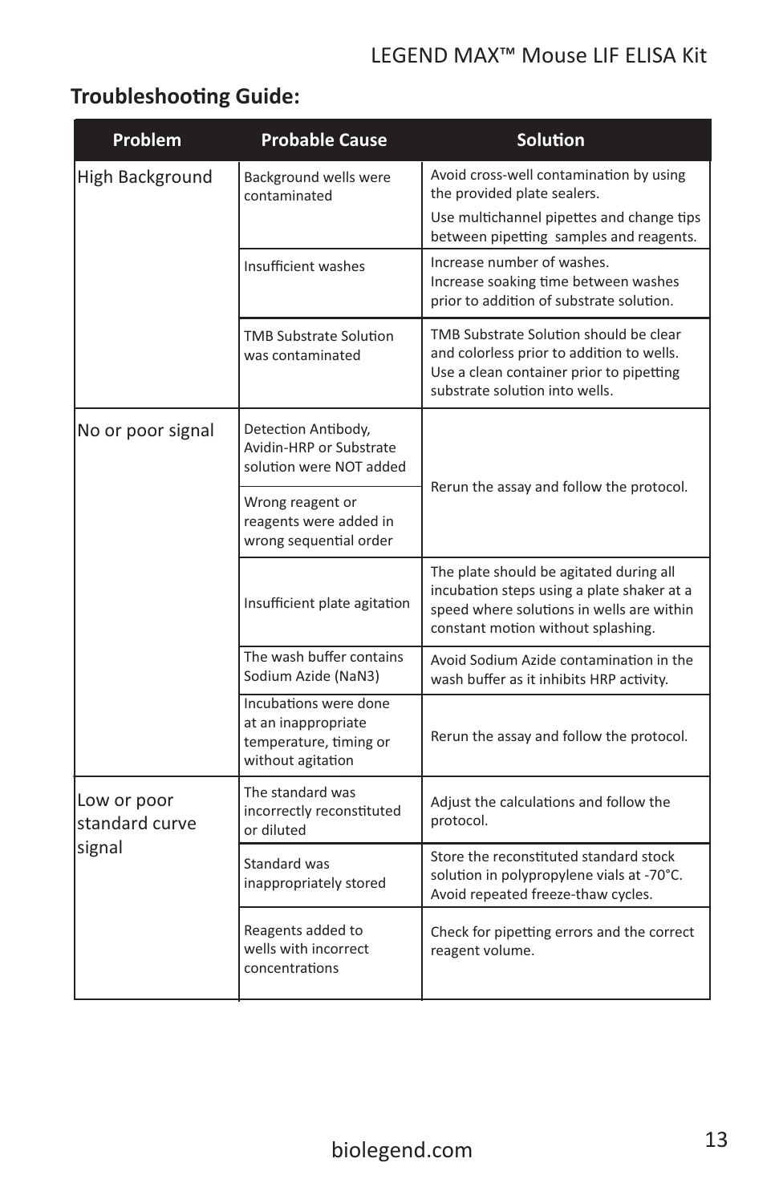## Troubleshooting Guide:

| Problem | Probable Cause | Solution |
|---|---|---|
| High Background | Background wells were contaminated | Avoid cross-well contamination by using the provided plate sealers. Use multichannel pipettes and change tips between pipetting samples and reagents. |
| | Insufficient washes | Increase number of washes. Increase soaking time between washes prior to addition of substrate solution. |
| | TMB Substrate Solution was contaminated | TMB Substrate Solution should be clear and colorless prior to addition to wells. Use a clean container prior to pipetting substrate solution into wells. |
| No or poor signal | Detection Antibody, Avidin-HRP or Substrate solution were NOT added | Rerun the assay and follow the protocol. |
| | Wrong reagent or reagents were added in wrong sequential order | |
| | Insufficient plate agitation | The plate should be agitated during all incubation steps using a plate shaker at a speed where solutions in wells are within constant motion without splashing. |
| | The wash buffer contains Sodium Azide ($NaN_3$) | Avoid Sodium Azide contamination in the wash buffer as it inhibits HRP activity. |
| | Incubations were done at an inappropriate temperature, timing or without agitation | Rerun the assay and follow the protocol. |
| Low or poor standard curve signal | The standard was incorrectly reconstituted or diluted | Adjust the calculations and follow the protocol. |
| | Standard was inappropriately stored | Store the reconstituted standard stock solution in polypropylene vials at -70°C. Avoid repeated freeze-thaw cycles. |
| | Reagents added to wells with incorrect concentrations | Check for pipetting errors and the correct reagent volume. |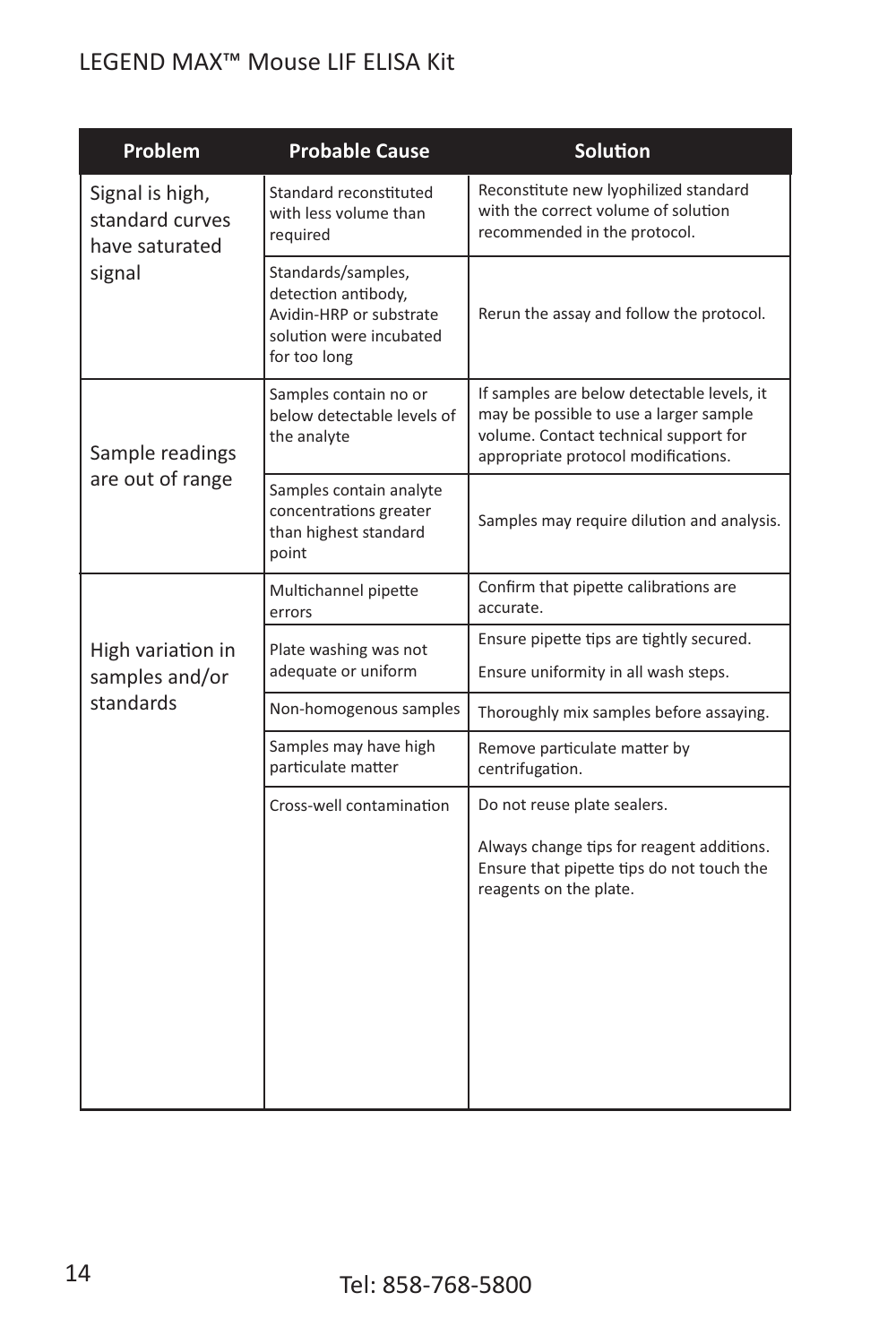| Problem | Probable Cause | Solution |
|---|---|---|
| Signal is high, standard curves have saturated signal | Standard reconstituted with less volume than required | Reconstitute new lyophilized standard with the correct volume of solution recommended in the protocol. |
| | Standards/samples, detection antibody, Avidin-HRP or substrate solution were incubated for too long | Rerun the assay and follow the protocol. |
| Sample readings are out of range | Samples contain no or below detectable levels of the analyte | If samples are below detectable levels, it may be possible to use a larger sample volume. Contact technical support for appropriate protocol modifications. |
| | Samples contain analyte concentrations greater than highest standard point | Samples may require dilution and analysis. |
| High variation in samples and/or standards | Multichannel pipette errors | Confirm that pipette calibrations are accurate. |
| | Plate washing was not adequate or uniform | Ensure pipette tips are tightly secured. Ensure uniformity in all wash steps. |
| | Non-homogenous samples | Thoroughly mix samples before assaying. |
| | Samples may have high particulate matter | Remove particulate matter by centrifugation. |
| | Cross-well contamination | Do not reuse plate sealers. Always change tips for reagent additions. Ensure that pipette tips do not touch the reagents on the plate. |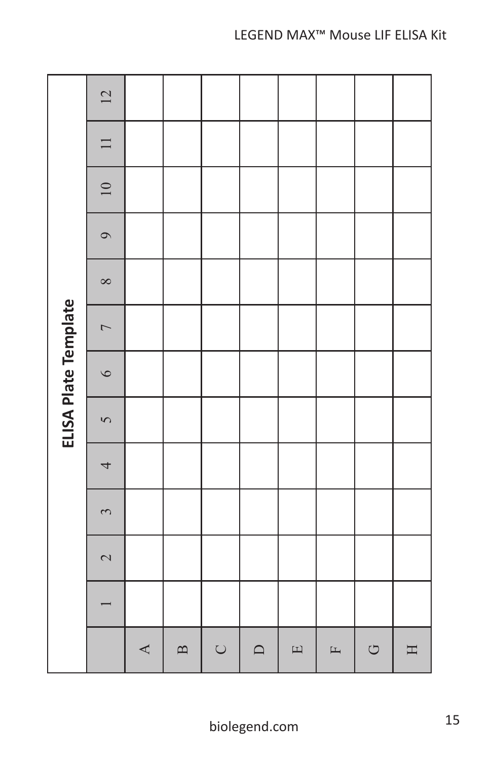## ELISA Plate Template

| | 1 | 2 | 3 | 4 | 5 | 6 | 7 | 8 | 9 | 10 | 11 | 12 |
|---|---|---|---|---|---|---|---|---|---|---|---|---|
| A | | | | | | | | | | | | |
| B | | | | | | | | | | | | |
| C | | | | | | | | | | | | |
| D | | | | | | | | | | | | |
| E | | | | | | | | | | | | |
| F | | | | | | | | | | | | |
| G | | | | | | | | | | | | |
| H | | | | | | | | | | | | |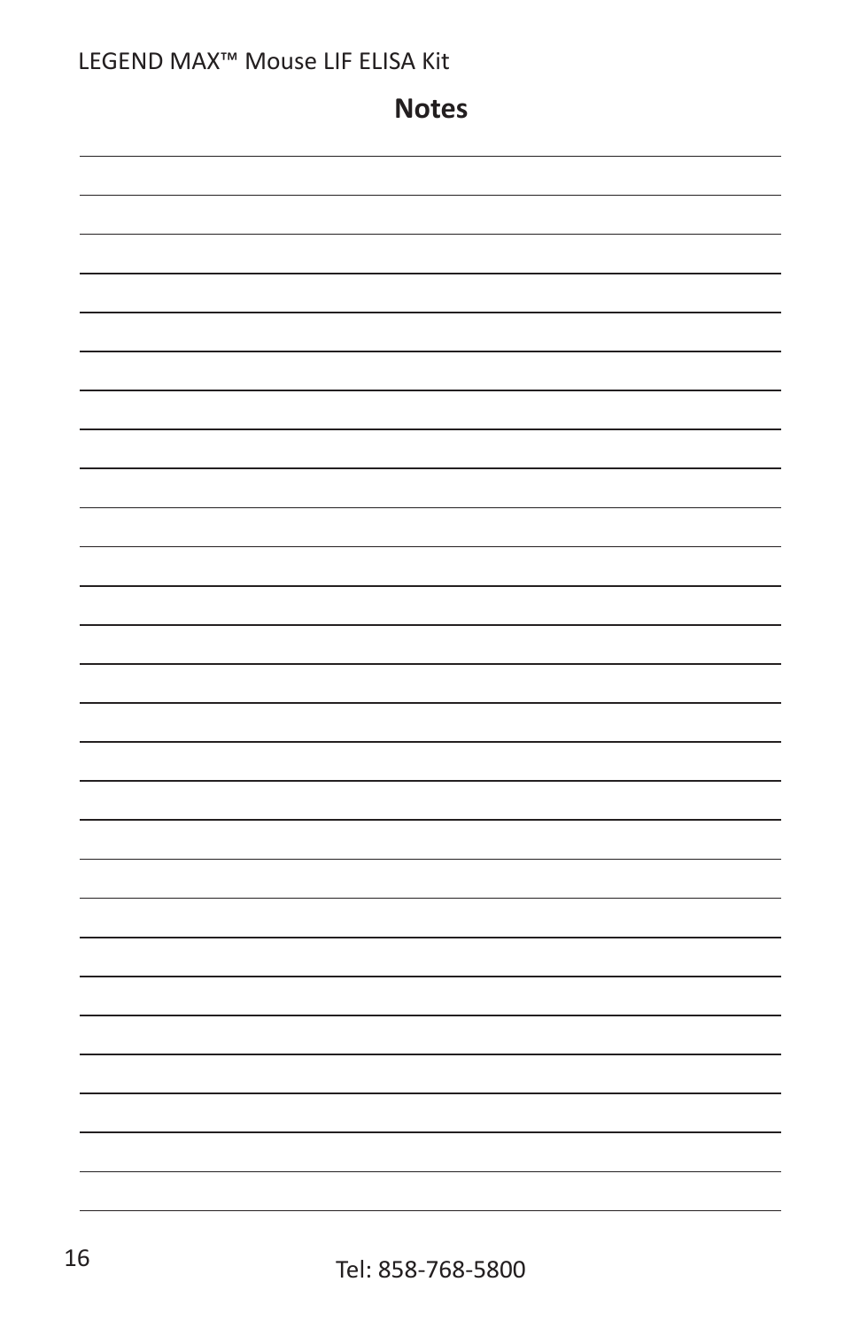## Notes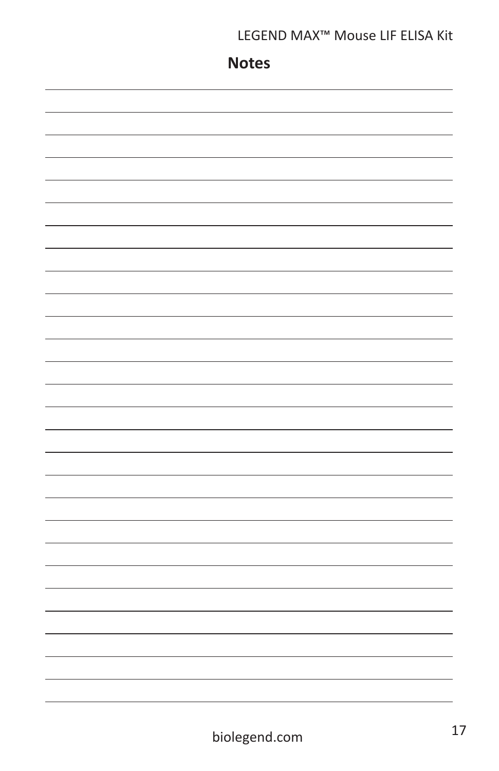## Notes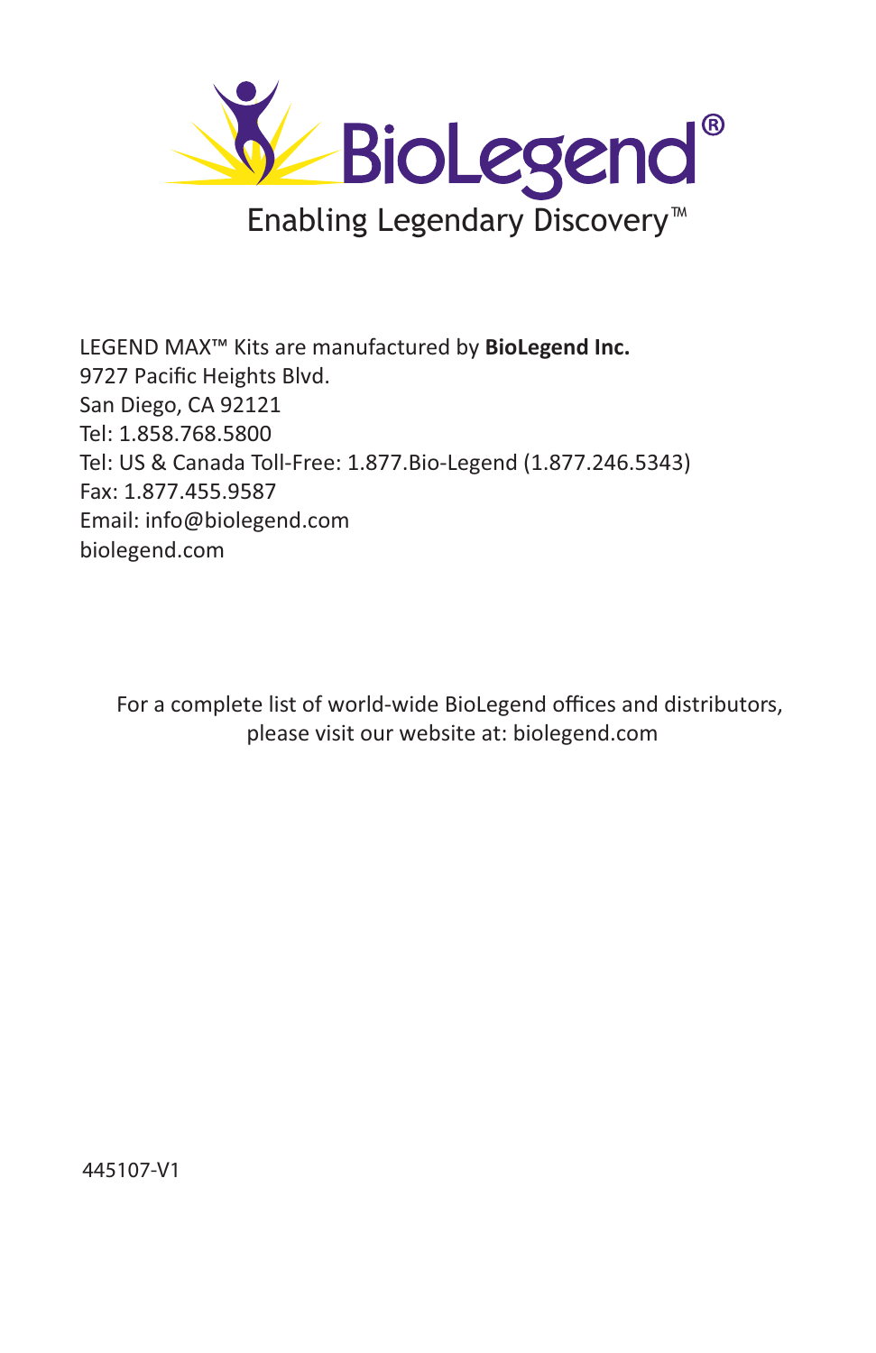BioLegend®

Enabling Legendary Discovery™

LEGEND MAX™ Kits are manufactured by **BioLegend Inc.**
9727 Pacific Heights Blvd.
San Diego, CA 92121
Tel: 1.858.768.5800
Tel: US & Canada Toll-Free: 1.877.Bio-Legend (1.877.246.5343)
Fax: 1.877.455.9587
Email: info@biolegend.com
biolegend.com

For a complete list of world-wide BioLegend offices and distributors, please visit our website at: biolegend.com

445107-V1